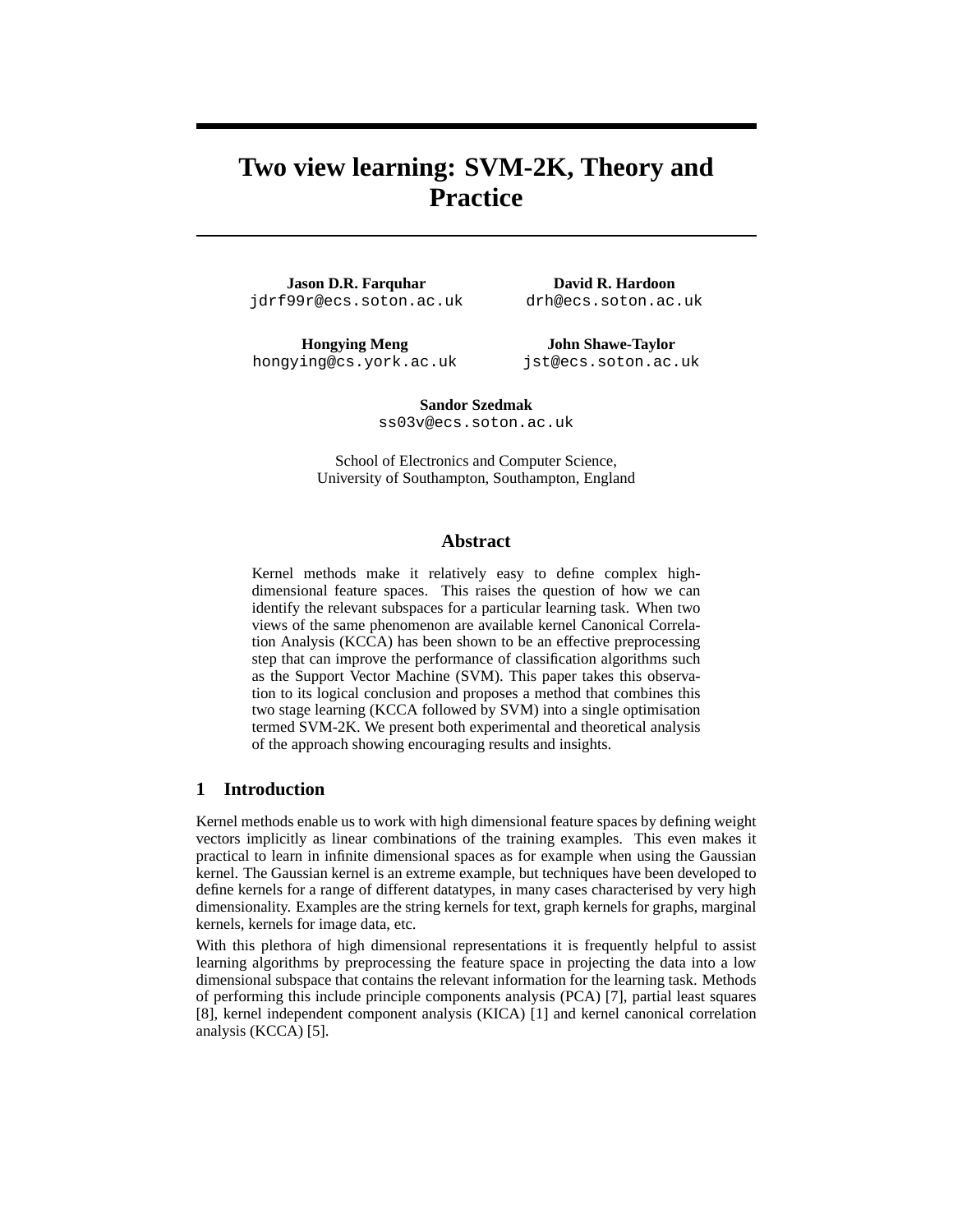# Two view learning: SVM-2K, Theory and Practice

**Jason D.R. Farquhar**
jdrf99r@ecs.soton.ac.uk

**David R. Hardoon**
drh@ecs.soton.ac.uk

**Hongying Meng**
hongying@cs.york.ac.uk

**John Shawe-Taylor**
jst@ecs.soton.ac.uk

**Sandor Szedmak**
ss03v@ecs.soton.ac.uk

School of Electronics and Computer Science,
University of Southampton, Southampton, England

## Abstract

Kernel methods make it relatively easy to define complex high-dimensional feature spaces. This raises the question of how we can identify the relevant subspaces for a particular learning task. When two views of the same phenomenon are available kernel Canonical Correlation Analysis (KCCA) has been shown to be an effective preprocessing step that can improve the performance of classification algorithms such as the Support Vector Machine (SVM). This paper takes this observation to its logical conclusion and proposes a method that combines this two stage learning (KCCA followed by SVM) into a single optimisation termed SVM-2K. We present both experimental and theoretical analysis of the approach showing encouraging results and insights.

## 1 Introduction

Kernel methods enable us to work with high dimensional feature spaces by defining weight vectors implicitly as linear combinations of the training examples. This even makes it practical to learn in infinite dimensional spaces as for example when using the Gaussian kernel. The Gaussian kernel is an extreme example, but techniques have been developed to define kernels for a range of different datatypes, in many cases characterised by very high dimensionality. Examples are the string kernels for text, graph kernels for graphs, marginal kernels, kernels for image data, etc.

With this plethora of high dimensional representations it is frequently helpful to assist learning algorithms by preprocessing the feature space in projecting the data into a low dimensional subspace that contains the relevant information for the learning task. Methods of performing this include principle components analysis (PCA) [7], partial least squares [8], kernel independent component analysis (KICA) [1] and kernel canonical correlation analysis (KCCA) [5].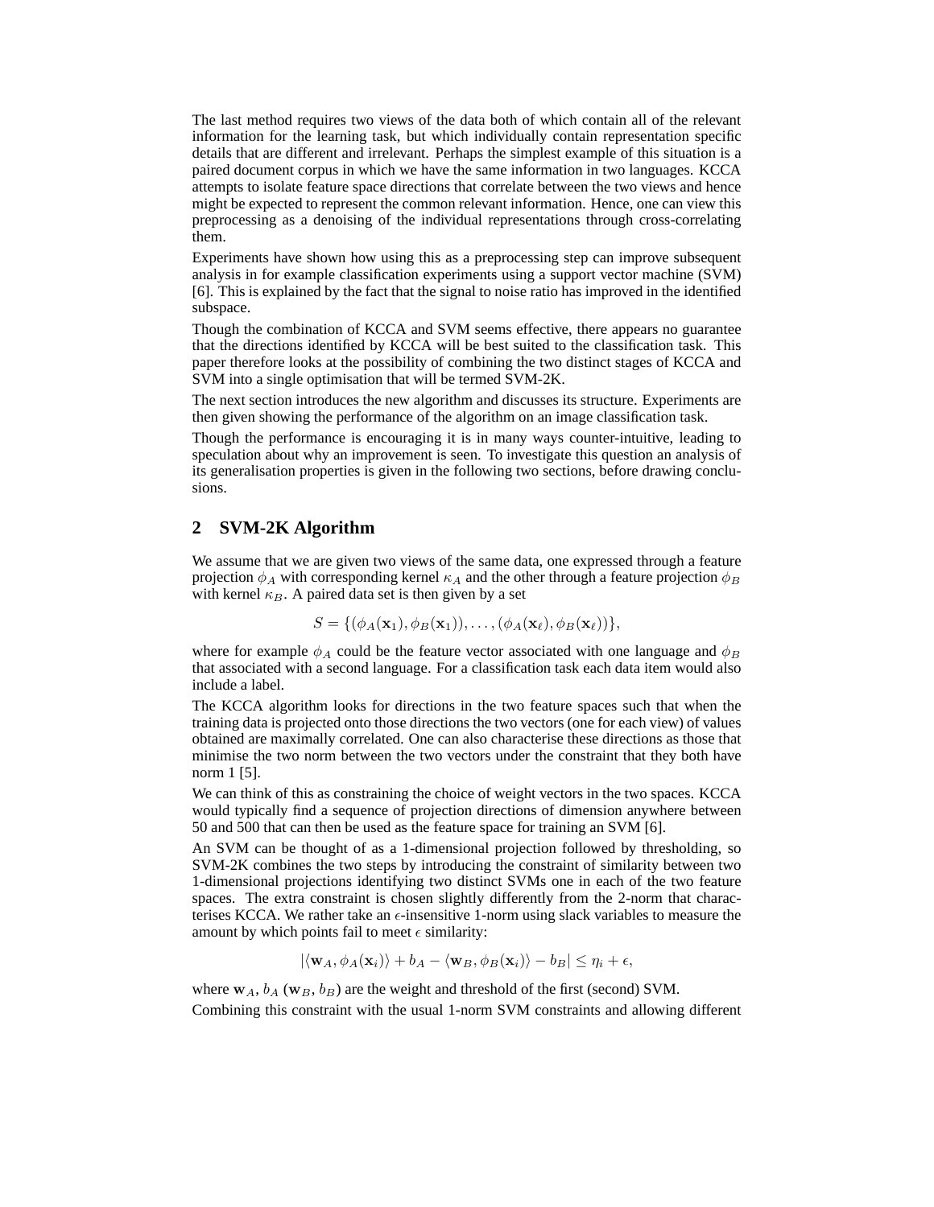The last method requires two views of the data both of which contain all of the relevant information for the learning task, but which individually contain representation specific details that are different and irrelevant. Perhaps the simplest example of this situation is a paired document corpus in which we have the same information in two languages. KCCA attempts to isolate feature space directions that correlate between the two views and hence might be expected to represent the common relevant information. Hence, one can view this preprocessing as a denoising of the individual representations through cross-correlating them.

Experiments have shown how using this as a preprocessing step can improve subsequent analysis in for example classification experiments using a support vector machine (SVM) [6]. This is explained by the fact that the signal to noise ratio has improved in the identified subspace.

Though the combination of KCCA and SVM seems effective, there appears no guarantee that the directions identified by KCCA will be best suited to the classification task. This paper therefore looks at the possibility of combining the two distinct stages of KCCA and SVM into a single optimisation that will be termed SVM-2K.

The next section introduces the new algorithm and discusses its structure. Experiments are then given showing the performance of the algorithm on an image classification task.

Though the performance is encouraging it is in many ways counter-intuitive, leading to speculation about why an improvement is seen. To investigate this question an analysis of its generalisation properties is given in the following two sections, before drawing conclusions.

## 2 SVM-2K Algorithm

We assume that we are given two views of the same data, one expressed through a feature projection $\phi_A$ with corresponding kernel $\kappa_A$ and the other through a feature projection $\phi_B$ with kernel $\kappa_B$. A paired data set is then given by a set

$$S = \{(\phi_A(\mathbf{x}_1), \phi_B(\mathbf{x}_1)), \ldots, (\phi_A(\mathbf{x}_\ell), \phi_B(\mathbf{x}_\ell))\},$$

where for example $\phi_A$ could be the feature vector associated with one language and $\phi_B$ that associated with a second language. For a classification task each data item would also include a label.

The KCCA algorithm looks for directions in the two feature spaces such that when the training data is projected onto those directions the two vectors (one for each view) of values obtained are maximally correlated. One can also characterise these directions as those that minimise the two norm between the two vectors under the constraint that they both have norm 1 [5].

We can think of this as constraining the choice of weight vectors in the two spaces. KCCA would typically find a sequence of projection directions of dimension anywhere between 50 and 500 that can then be used as the feature space for training an SVM [6].

An SVM can be thought of as a 1-dimensional projection followed by thresholding, so SVM-2K combines the two steps by introducing the constraint of similarity between two 1-dimensional projections identifying two distinct SVMs one in each of the two feature spaces. The extra constraint is chosen slightly differently from the 2-norm that characterises KCCA. We rather take an $\epsilon$-insensitive 1-norm using slack variables to measure the amount by which points fail to meet $\epsilon$ similarity:

$$|\langle \mathbf{w}_A, \phi_A(\mathbf{x}_i) \rangle + b_A - \langle \mathbf{w}_B, \phi_B(\mathbf{x}_i) \rangle - b_B| \leq \eta_i + \epsilon,$$

where $\mathbf{w}_A$, $b_A$ ($\mathbf{w}_B$, $b_B$) are the weight and threshold of the first (second) SVM.

Combining this constraint with the usual 1-norm SVM constraints and allowing different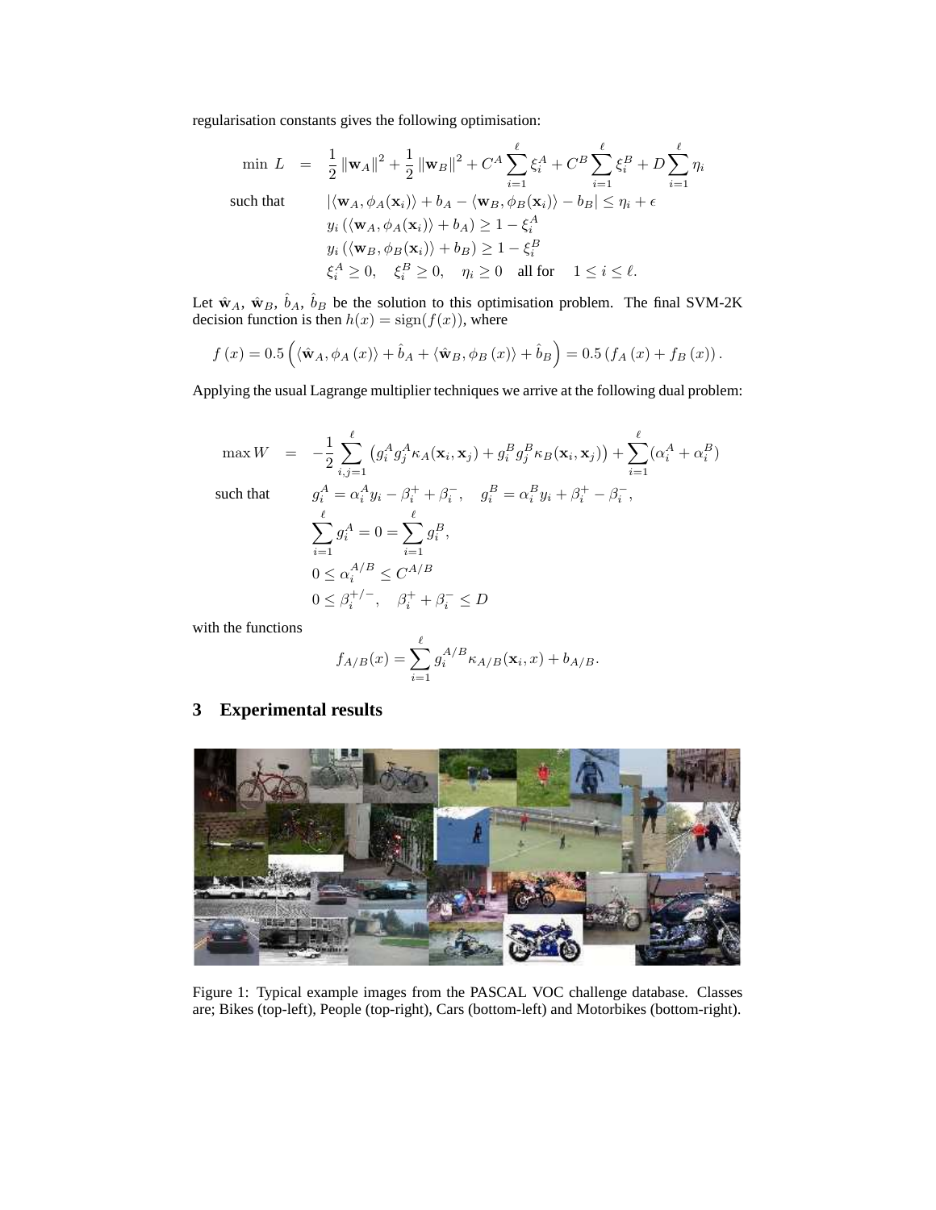regularisation constants gives the following optimisation:

$$
\begin{aligned}
\min\ L \quad &= \quad \frac{1}{2}\left\|\mathbf{w}_A\right\|^2 + \frac{1}{2}\left\|\mathbf{w}_B\right\|^2 + C^A\sum_{i=1}^{\ell}\xi_i^A + C^B\sum_{i=1}^{\ell}\xi_i^B + D\sum_{i=1}^{\ell}\eta_i \\
\text{such that} \quad & \left|\langle \mathbf{w}_A, \phi_A(\mathbf{x}_i)\rangle + b_A - \langle \mathbf{w}_B, \phi_B(\mathbf{x}_i)\rangle - b_B\right| \le \eta_i + \epsilon \\
& y_i\left(\langle \mathbf{w}_A, \phi_A(\mathbf{x}_i)\rangle + b_A\right) \ge 1 - \xi_i^A \\
& y_i\left(\langle \mathbf{w}_B, \phi_B(\mathbf{x}_i)\rangle + b_B\right) \ge 1 - \xi_i^B \\
& \xi_i^A \ge 0, \quad \xi_i^B \ge 0, \quad \eta_i \ge 0 \quad \text{all for} \quad 1 \le i \le \ell.
\end{aligned}
$$

Let $\hat{\mathbf{w}}_A$, $\hat{\mathbf{w}}_B$, $\hat{b}_A$, $\hat{b}_B$ be the solution to this optimisation problem. The final SVM-2K decision function is then $h(x) = \text{sign}(f(x))$, where

$$
f\left(x\right) = 0.5\left(\langle \hat{\mathbf{w}}_A, \phi_A\left(x\right)\rangle + \hat{b}_A + \langle \hat{\mathbf{w}}_B, \phi_B\left(x\right)\rangle + \hat{b}_B\right) = 0.5\left(f_A\left(x\right) + f_B\left(x\right)\right).
$$

Applying the usual Lagrange multiplier techniques we arrive at the following dual problem:

$$
\begin{aligned}
\max W \quad &= \quad -\frac{1}{2}\sum_{i,j=1}^{\ell}\left(g_i^A g_j^A \kappa_A(\mathbf{x}_i, \mathbf{x}_j) + g_i^B g_j^B \kappa_B(\mathbf{x}_i, \mathbf{x}_j)\right) + \sum_{i=1}^{\ell}(\alpha_i^A + \alpha_i^B) \\
\text{such that} \quad & g_i^A = \alpha_i^A y_i - \beta_i^+ + \beta_i^-, \quad g_i^B = \alpha_i^B y_i + \beta_i^+ - \beta_i^-, \\
& \sum_{i=1}^{\ell} g_i^A = 0 = \sum_{i=1}^{\ell} g_i^B, \\
& 0 \le \alpha_i^{A/B} \le C^{A/B} \\
& 0 \le \beta_i^{+/-}, \quad \beta_i^+ + \beta_i^- \le D
\end{aligned}
$$

with the functions

$$
f_{A/B}(x) = \sum_{i=1}^{\ell} g_i^{A/B} \kappa_{A/B}(\mathbf{x}_i, x) + b_{A/B}.
$$

## 3 Experimental results

Figure 1: Typical example images from the PASCAL VOC challenge database. Classes are; Bikes (top-left), People (top-right), Cars (bottom-left) and Motorbikes (bottom-right).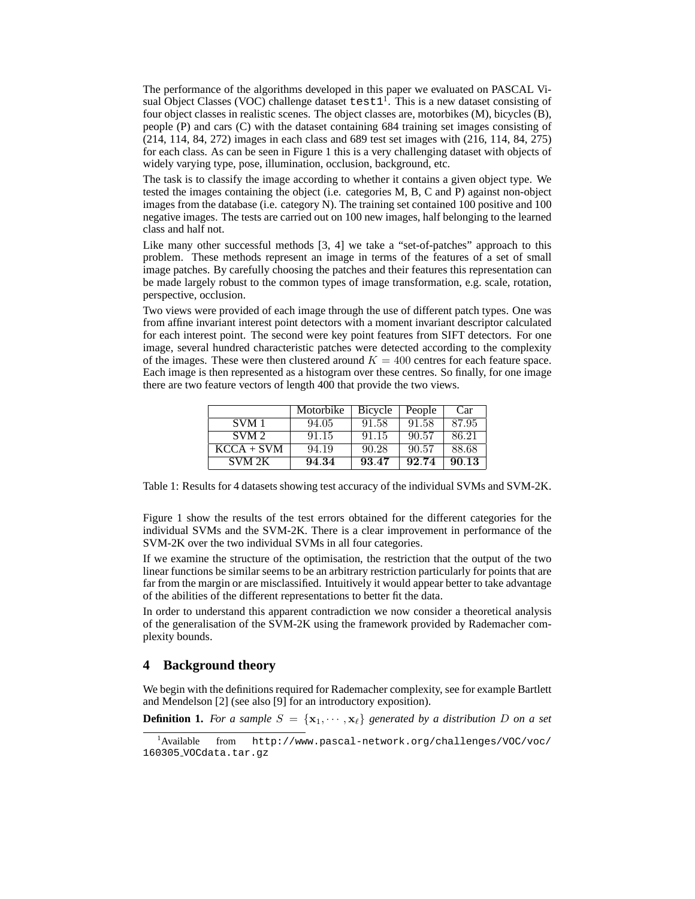The performance of the algorithms developed in this paper we evaluated on PASCAL Visual Object Classes (VOC) challenge dataset `test1`[1]. This is a new dataset consisting of four object classes in realistic scenes. The object classes are, motorbikes (M), bicycles (B), people (P) and cars (C) with the dataset containing 684 training set images consisting of (214, 114, 84, 272) images in each class and 689 test set images with (216, 114, 84, 275) for each class. As can be seen in Figure 1 this is a very challenging dataset with objects of widely varying type, pose, illumination, occlusion, background, etc.

The task is to classify the image according to whether it contains a given object type. We tested the images containing the object (i.e. categories M, B, C and P) against non-object images from the database (i.e. category N). The training set contained 100 positive and 100 negative images. The tests are carried out on 100 new images, half belonging to the learned class and half not.

Like many other successful methods [3, 4] we take a "set-of-patches" approach to this problem. These methods represent an image in terms of the features of a set of small image patches. By carefully choosing the patches and their features this representation can be made largely robust to the common types of image transformation, e.g. scale, rotation, perspective, occlusion.

Two views were provided of each image through the use of different patch types. One was from affine invariant interest point detectors with a moment invariant descriptor calculated for each interest point. The second were key point features from SIFT detectors. For one image, several hundred characteristic patches were detected according to the complexity of the images. These were then clustered around $K = 400$ centres for each feature space. Each image is then represented as a histogram over these centres. So finally, for one image there are two feature vectors of length 400 that provide the two views.

| | Motorbike | Bicycle | People | Car |
|---|---|---|---|---|
| SVM 1 | 94.05 | 91.58 | 91.58 | 87.95 |
| SVM 2 | 91.15 | 91.15 | 90.57 | 86.21 |
| KCCA + SVM | 94.19 | 90.28 | 90.57 | 88.68 |
| SVM 2K | **94.34** | **93.47** | **92.74** | **90.13** |

Table 1: Results for 4 datasets showing test accuracy of the individual SVMs and SVM-2K.

Figure 1 show the results of the test errors obtained for the different categories for the individual SVMs and the SVM-2K. There is a clear improvement in performance of the SVM-2K over the two individual SVMs in all four categories.

If we examine the structure of the optimisation, the restriction that the output of the two linear functions be similar seems to be an arbitrary restriction particularly for points that are far from the margin or are misclassified. Intuitively it would appear better to take advantage of the abilities of the different representations to better fit the data.

In order to understand this apparent contradiction we now consider a theoretical analysis of the generalisation of the SVM-2K using the framework provided by Rademacher complexity bounds.

## 4 Background theory

We begin with the definitions required for Rademacher complexity, see for example Bartlett and Mendelson [2] (see also [9] for an introductory exposition).

**Definition 1.** *For a sample $S = \{\mathbf{x}_1, \cdots, \mathbf{x}_\ell\}$ generated by a distribution $D$ on a set*

[1] Available from `http://www.pascal-network.org/challenges/VOC/voc/160305_VOCdata.tar.gz`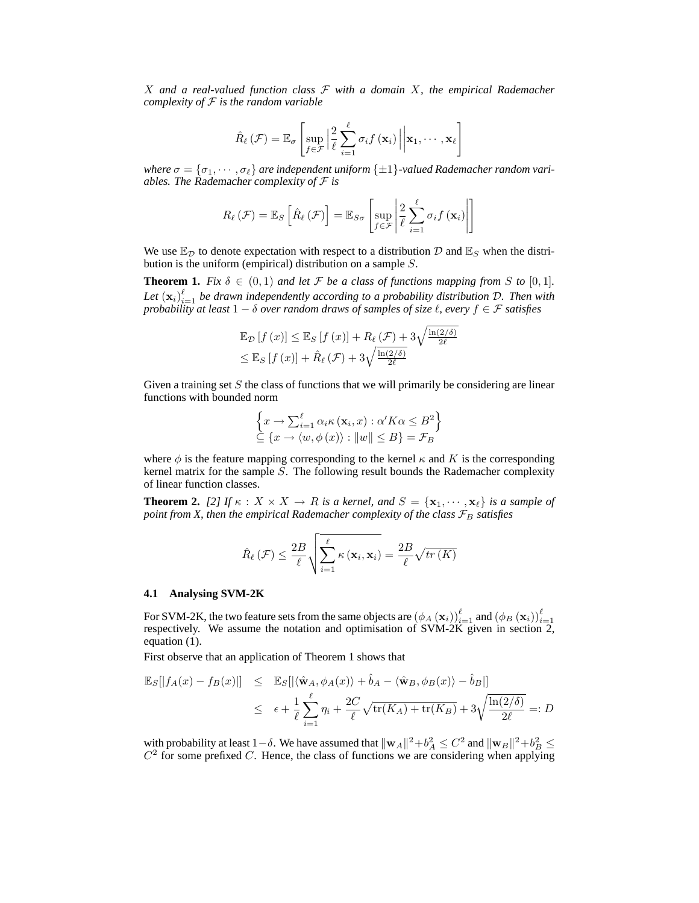*$X$ and a real-valued function class $\mathcal{F}$ with a domain $X$, the empirical Rademacher complexity of $\mathcal{F}$ is the random variable*

$$\hat{R}_\ell\left(\mathcal{F}\right) = \mathbb{E}_\sigma\left[\sup_{f\in\mathcal{F}}\left|\frac{2}{\ell}\sum_{i=1}^{\ell}\sigma_i f\left(\mathbf{x}_i\right)\right|\middle|\mathbf{x}_1,\cdots,\mathbf{x}_\ell\right]$$

*where $\sigma = \{\sigma_1,\cdots,\sigma_\ell\}$ are independent uniform $\{\pm 1\}$-valued Rademacher random variables. The Rademacher complexity of $\mathcal{F}$ is*

$$R_\ell\left(\mathcal{F}\right) = \mathbb{E}_S\left[\hat{R}_\ell\left(\mathcal{F}\right)\right] = \mathbb{E}_{S\sigma}\left[\sup_{f\in\mathcal{F}}\left|\frac{2}{\ell}\sum_{i=1}^{\ell}\sigma_i f\left(\mathbf{x}_i\right)\right|\right]$$

We use $\mathbb{E}_\mathcal{D}$ to denote expectation with respect to a distribution $\mathcal{D}$ and $\mathbb{E}_S$ when the distribution is the uniform (empirical) distribution on a sample $S$.

**Theorem 1.** *Fix $\delta \in (0,1)$ and let $\mathcal{F}$ be a class of functions mapping from $S$ to $[0,1]$. Let $\left(\mathbf{x}_i\right)_{i=1}^{\ell}$ be drawn independently according to a probability distribution $\mathcal{D}$. Then with probability at least $1-\delta$ over random draws of samples of size $\ell$, every $f \in \mathcal{F}$ satisfies*

$$\begin{aligned}
&\mathbb{E}_\mathcal{D}\left[f\left(x\right)\right] \leq \mathbb{E}_S\left[f\left(x\right)\right] + R_\ell\left(\mathcal{F}\right) + 3\sqrt{\tfrac{\ln(2/\delta)}{2\ell}} \\
&\leq \mathbb{E}_S\left[f\left(x\right)\right] + \hat{R}_\ell\left(\mathcal{F}\right) + 3\sqrt{\tfrac{\ln(2/\delta)}{2\ell}}
\end{aligned}$$

Given a training set $S$ the class of functions that we will primarily be considering are linear functions with bounded norm

$$\begin{aligned}
&\left\{x \rightarrow \textstyle\sum_{i=1}^{\ell}\alpha_i\kappa\left(\mathbf{x}_i, x\right) : \alpha' K\alpha \leq B^2\right\} \\
&\subseteq \left\{x \rightarrow \langle w, \phi\left(x\right)\rangle : \|w\| \leq B\right\} = \mathcal{F}_B
\end{aligned}$$

where $\phi$ is the feature mapping corresponding to the kernel $\kappa$ and $K$ is the corresponding kernel matrix for the sample $S$. The following result bounds the Rademacher complexity of linear function classes.

**Theorem 2.** *[2] If $\kappa : X \times X \rightarrow R$ is a kernel, and $S = \{\mathbf{x}_1,\cdots,\mathbf{x}_\ell\}$ is a sample of point from X, then the empirical Rademacher complexity of the class $\mathcal{F}_B$ satisfies*

$$\hat{R}_\ell\left(\mathcal{F}\right) \leq \frac{2B}{\ell}\sqrt{\sum_{i=1}^{\ell}\kappa\left(\mathbf{x}_i,\mathbf{x}_i\right)} = \frac{2B}{\ell}\sqrt{tr\left(K\right)}$$

### 4.1 Analysing SVM-2K

For SVM-2K, the two feature sets from the same objects are $\left(\phi_A\left(\mathbf{x}_i\right)\right)_{i=1}^{\ell}$ and $\left(\phi_B\left(\mathbf{x}_i\right)\right)_{i=1}^{\ell}$ respectively. We assume the notation and optimisation of SVM-2K given in section 2, equation (1).

First observe that an application of Theorem 1 shows that

$$\begin{aligned}
\mathbb{E}_S[|f_A(x) - f_B(x)|] &\leq \mathbb{E}_S[|\langle\hat{\mathbf{w}}_A, \phi_A(x)\rangle + \hat{b}_A - \langle\hat{\mathbf{w}}_B, \phi_B(x)\rangle - \hat{b}_B|] \\
&\leq \epsilon + \frac{1}{\ell}\sum_{i=1}^{\ell}\eta_i + \frac{2C}{\ell}\sqrt{\mathrm{tr}(K_A) + \mathrm{tr}(K_B)} + 3\sqrt{\frac{\ln(2/\delta)}{2\ell}} =: D
\end{aligned}$$

with probability at least $1-\delta$. We have assumed that $\|\mathbf{w}_A\|^2 + b_A^2 \leq C^2$ and $\|\mathbf{w}_B\|^2 + b_B^2 \leq C^2$ for some prefixed $C$. Hence, the class of functions we are considering when applying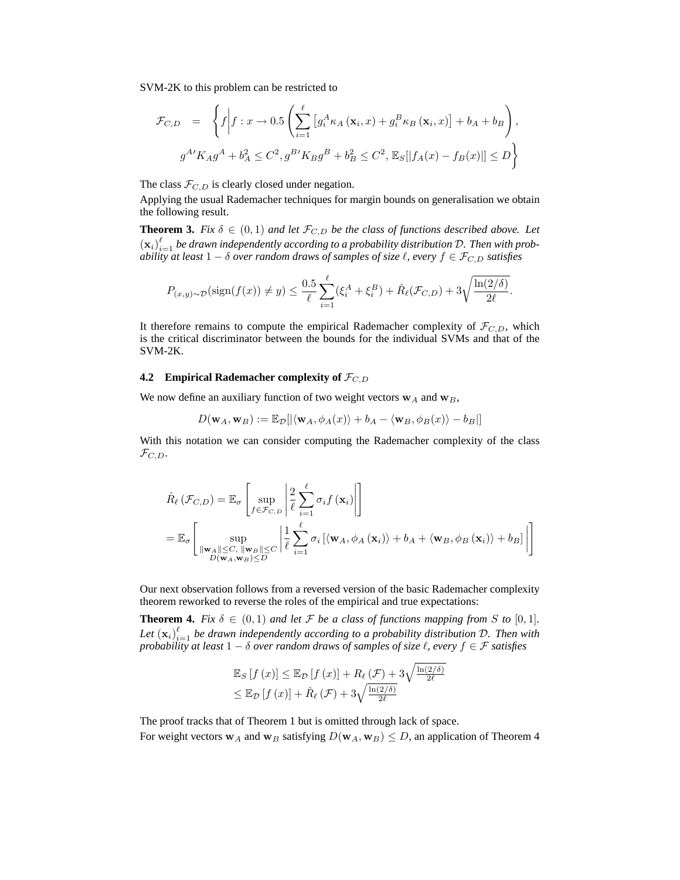SVM-2K to this problem can be restricted to

$$
\begin{aligned}
\mathcal{F}_{C,D} \quad = \quad & \left\{ f \middle| f : x \rightarrow 0.5 \left( \sum_{i=1}^{\ell} \left[ g_i^A \kappa_A \left( \mathbf{x}_i, x \right) + g_i^B \kappa_B \left( \mathbf{x}_i, x \right) \right] + b_A + b_B \right), \right. \\
& \left. g^{A\prime} K_A g^A + b_A^2 \leq C^2, g^{B\prime} K_B g^B + b_B^2 \leq C^2, \mathbb{E}_S[|f_A(x) - f_B(x)|] \leq D \right\}
\end{aligned}
$$

The class $\mathcal{F}_{C,D}$ is clearly closed under negation.

Applying the usual Rademacher techniques for margin bounds on generalisation we obtain the following result.

**Theorem 3.** *Fix $\delta \in (0,1)$ and let $\mathcal{F}_{C,D}$ be the class of functions described above. Let $(\mathbf{x}_i)_{i=1}^{\ell}$ be drawn independently according to a probability distribution $\mathcal{D}$. Then with probability at least $1-\delta$ over random draws of samples of size $\ell$, every $f \in \mathcal{F}_{C,D}$ satisfies*

$$
P_{(x,y)\sim\mathcal{D}}(\text{sign}(f(x)) \neq y) \leq \frac{0.5}{\ell} \sum_{i=1}^{\ell} (\xi_i^A + \xi_i^B) + \hat{R}_\ell(\mathcal{F}_{C,D}) + 3\sqrt{\frac{\ln(2/\delta)}{2\ell}}.
$$

It therefore remains to compute the empirical Rademacher complexity of $\mathcal{F}_{C,D}$, which is the critical discriminator between the bounds for the individual SVMs and that of the SVM-2K.

### 4.2 Empirical Rademacher complexity of $\mathcal{F}_{C,D}$

We now define an auxiliary function of two weight vectors $\mathbf{w}_A$ and $\mathbf{w}_B$,

$$
D(\mathbf{w}_A, \mathbf{w}_B) := \mathbb{E}_{\mathcal{D}}[|\langle \mathbf{w}_A, \phi_A(x) \rangle + b_A - \langle \mathbf{w}_B, \phi_B(x) \rangle - b_B|]
$$

With this notation we can consider computing the Rademacher complexity of the class $\mathcal{F}_{C,D}$.

$$
\begin{aligned}
&\hat{R}_\ell\left(\mathcal{F}_{C,D}\right) = \mathbb{E}_\sigma \left[ \sup_{f \in \mathcal{F}_{C,D}} \left| \frac{2}{\ell} \sum_{i=1}^{\ell} \sigma_i f\left(\mathbf{x}_i\right) \right| \right] \\
&= \mathbb{E}_\sigma \left[ \sup_{\substack{\|\mathbf{w}_A\| \leq C, \ \|\mathbf{w}_B\| \leq C \\ D(\mathbf{w}_A, \mathbf{w}_B) \leq D}} \left| \frac{1}{\ell} \sum_{i=1}^{\ell} \sigma_i \left[ \langle \mathbf{w}_A, \phi_A\left(\mathbf{x}_i\right) \rangle + b_A + \langle \mathbf{w}_B, \phi_B\left(\mathbf{x}_i\right) \rangle + b_B \right] \right| \right]
\end{aligned}
$$

Our next observation follows from a reversed version of the basic Rademacher complexity theorem reworked to reverse the roles of the empirical and true expectations:

**Theorem 4.** *Fix $\delta \in (0,1)$ and let $\mathcal{F}$ be a class of functions mapping from $S$ to $[0,1]$. Let $(\mathbf{x}_i)_{i=1}^{\ell}$ be drawn independently according to a probability distribution $\mathcal{D}$. Then with probability at least $1-\delta$ over random draws of samples of size $\ell$, every $f \in \mathcal{F}$ satisfies*

$$
\begin{aligned}
&\mathbb{E}_S\left[f\left(x\right)\right] \leq \mathbb{E}_{\mathcal{D}}\left[f\left(x\right)\right] + R_\ell\left(\mathcal{F}\right) + 3\sqrt{\tfrac{\ln(2/\delta)}{2\ell}} \\
&\leq \mathbb{E}_{\mathcal{D}}\left[f\left(x\right)\right] + \hat{R}_\ell\left(\mathcal{F}\right) + 3\sqrt{\tfrac{\ln(2/\delta)}{2\ell}}
\end{aligned}
$$

The proof tracks that of Theorem 1 but is omitted through lack of space.

For weight vectors $\mathbf{w}_A$ and $\mathbf{w}_B$ satisfying $D(\mathbf{w}_A, \mathbf{w}_B) \leq D$, an application of Theorem 4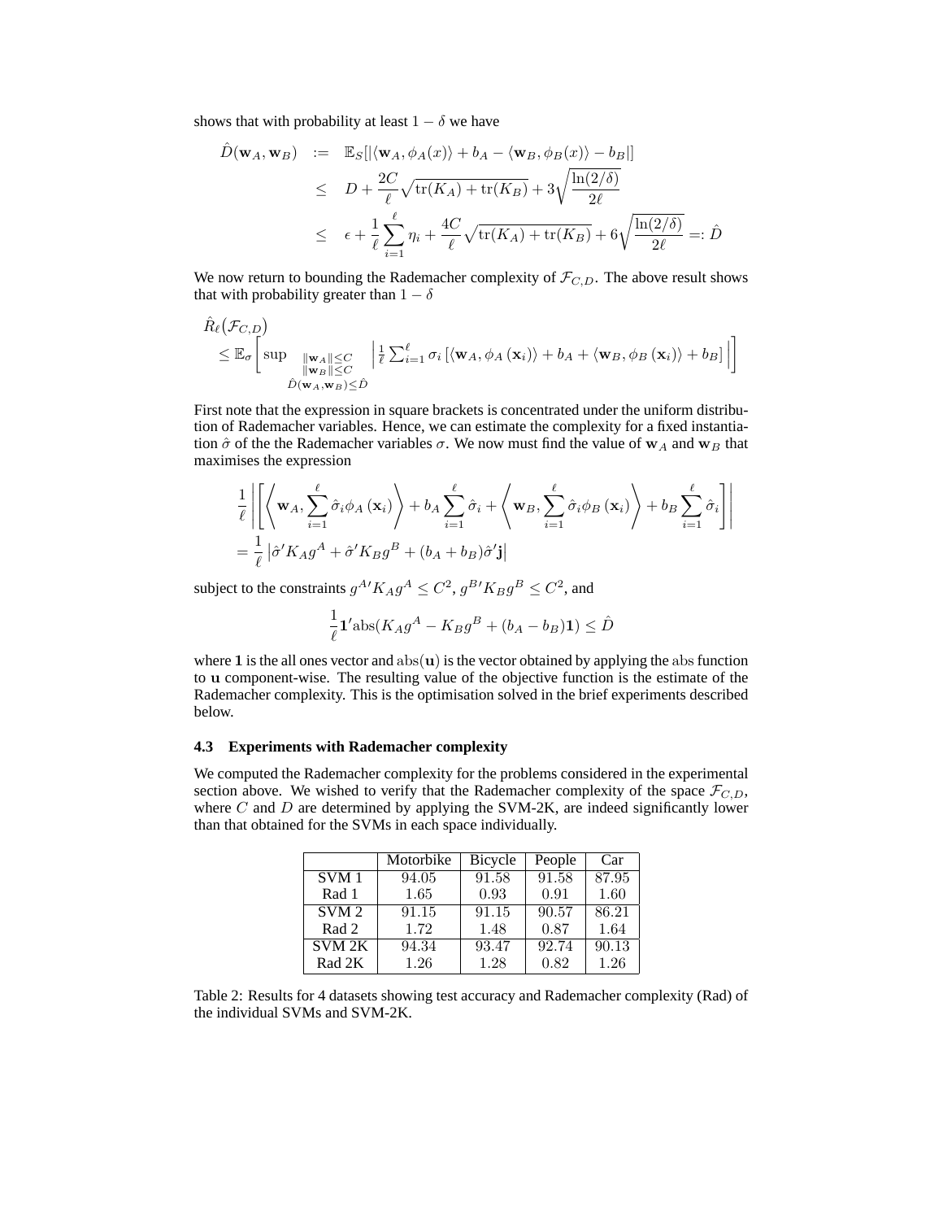shows that with probability at least $1 - \delta$ we have

$$
\begin{aligned}
\hat{D}(\mathbf{w}_A, \mathbf{w}_B) &:= \mathbb{E}_S[|\langle \mathbf{w}_A, \phi_A(x)\rangle + b_A - \langle \mathbf{w}_B, \phi_B(x)\rangle - b_B|] \\
&\leq D + \frac{2C}{\ell}\sqrt{\mathrm{tr}(K_A) + \mathrm{tr}(K_B)} + 3\sqrt{\frac{\ln(2/\delta)}{2\ell}} \\
&\leq \epsilon + \frac{1}{\ell}\sum_{i=1}^{\ell}\eta_i + \frac{4C}{\ell}\sqrt{\mathrm{tr}(K_A) + \mathrm{tr}(K_B)} + 6\sqrt{\frac{\ln(2/\delta)}{2\ell}} =: \hat{D}
\end{aligned}
$$

We now return to bounding the Rademacher complexity of $\mathcal{F}_{C,D}$. The above result shows that with probability greater than $1 - \delta$

$$
\begin{aligned}
&\hat{R}_\ell(\mathcal{F}_{C,D}) \\
&\leq \mathbb{E}_\sigma\left[\sup_{\substack{\|\mathbf{w}_A\| \leq C \\ \|\mathbf{w}_B\| \leq C \\ \hat{D}(\mathbf{w}_A, \mathbf{w}_B) \leq \hat{D}}} \left|\frac{1}{\ell}\sum_{i=1}^{\ell}\sigma_i\left[\langle \mathbf{w}_A, \phi_A(\mathbf{x}_i)\rangle + b_A + \langle \mathbf{w}_B, \phi_B(\mathbf{x}_i)\rangle + b_B\right]\right|\right]
\end{aligned}
$$

First note that the expression in square brackets is concentrated under the uniform distribution of Rademacher variables. Hence, we can estimate the complexity for a fixed instantiation $\hat{\sigma}$ of the the Rademacher variables $\sigma$. We now must find the value of $\mathbf{w}_A$ and $\mathbf{w}_B$ that maximises the expression

$$
\begin{aligned}
&\frac{1}{\ell}\left|\left[\left\langle \mathbf{w}_A, \sum_{i=1}^{\ell}\hat{\sigma}_i\phi_A(\mathbf{x}_i)\right\rangle + b_A\sum_{i=1}^{\ell}\hat{\sigma}_i + \left\langle \mathbf{w}_B, \sum_{i=1}^{\ell}\hat{\sigma}_i\phi_B(\mathbf{x}_i)\right\rangle + b_B\sum_{i=1}^{\ell}\hat{\sigma}_i\right]\right| \\
&= \frac{1}{\ell}\left|\hat{\sigma}'K_A g^A + \hat{\sigma}'K_B g^B + (b_A + b_B)\hat{\sigma}'\mathbf{j}\right|
\end{aligned}
$$

subject to the constraints $g^{A\prime}K_A g^A \leq C^2$, $g^{B\prime}K_B g^B \leq C^2$, and

$$
\frac{1}{\ell}\mathbf{1}'\mathrm{abs}(K_A g^A - K_B g^B + (b_A - b_B)\mathbf{1}) \leq \hat{D}
$$

where $\mathbf{1}$ is the all ones vector and $\mathrm{abs}(\mathbf{u})$ is the vector obtained by applying the abs function to $\mathbf{u}$ component-wise. The resulting value of the objective function is the estimate of the Rademacher complexity. This is the optimisation solved in the brief experiments described below.

### 4.3 Experiments with Rademacher complexity

We computed the Rademacher complexity for the problems considered in the experimental section above. We wished to verify that the Rademacher complexity of the space $\mathcal{F}_{C,D}$, where $C$ and $D$ are determined by applying the SVM-2K, are indeed significantly lower than that obtained for the SVMs in each space individually.

| | Motorbike | Bicycle | People | Car |
|---|---|---|---|---|
| SVM 1 | 94.05 | 91.58 | 91.58 | 87.95 |
| Rad 1 | 1.65 | 0.93 | 0.91 | 1.60 |
| SVM 2 | 91.15 | 91.15 | 90.57 | 86.21 |
| Rad 2 | 1.72 | 1.48 | 0.87 | 1.64 |
| SVM 2K | 94.34 | 93.47 | 92.74 | 90.13 |
| Rad 2K | 1.26 | 1.28 | 0.82 | 1.26 |

Table 2: Results for 4 datasets showing test accuracy and Rademacher complexity (Rad) of the individual SVMs and SVM-2K.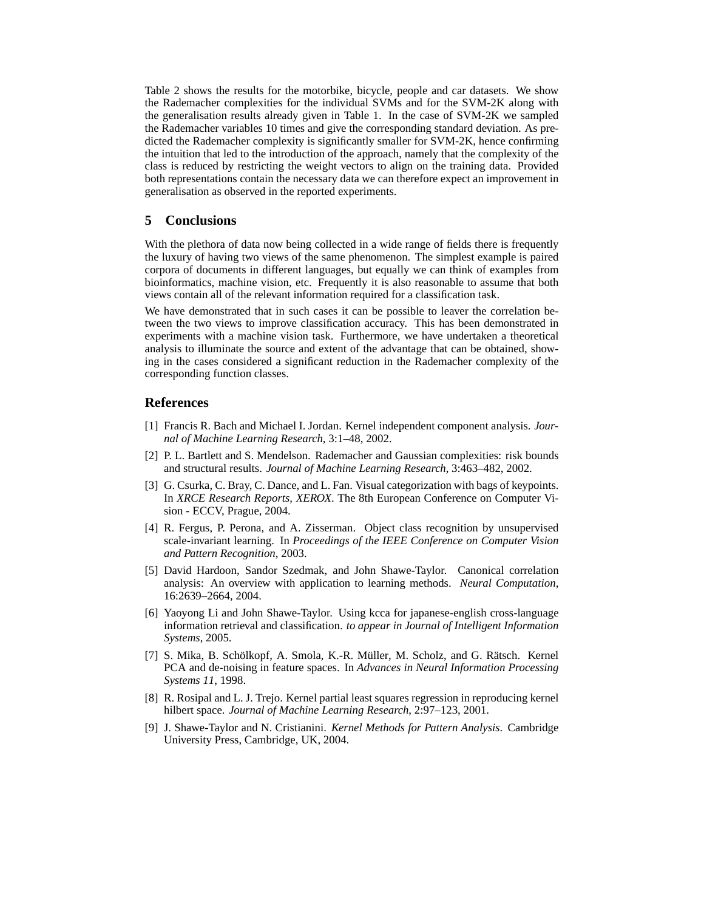Table 2 shows the results for the motorbike, bicycle, people and car datasets. We show the Rademacher complexities for the individual SVMs and for the SVM-2K along with the generalisation results already given in Table 1. In the case of SVM-2K we sampled the Rademacher variables 10 times and give the corresponding standard deviation. As predicted the Rademacher complexity is significantly smaller for SVM-2K, hence confirming the intuition that led to the introduction of the approach, namely that the complexity of the class is reduced by restricting the weight vectors to align on the training data. Provided both representations contain the necessary data we can therefore expect an improvement in generalisation as observed in the reported experiments.

## 5 Conclusions

With the plethora of data now being collected in a wide range of fields there is frequently the luxury of having two views of the same phenomenon. The simplest example is paired corpora of documents in different languages, but equally we can think of examples from bioinformatics, machine vision, etc. Frequently it is also reasonable to assume that both views contain all of the relevant information required for a classification task.

We have demonstrated that in such cases it can be possible to leaver the correlation between the two views to improve classification accuracy. This has been demonstrated in experiments with a machine vision task. Furthermore, we have undertaken a theoretical analysis to illuminate the source and extent of the advantage that can be obtained, showing in the cases considered a significant reduction in the Rademacher complexity of the corresponding function classes.

## References

[1] Francis R. Bach and Michael I. Jordan. Kernel independent component analysis. *Journal of Machine Learning Research*, 3:1–48, 2002.

[2] P. L. Bartlett and S. Mendelson. Rademacher and Gaussian complexities: risk bounds and structural results. *Journal of Machine Learning Research*, 3:463–482, 2002.

[3] G. Csurka, C. Bray, C. Dance, and L. Fan. Visual categorization with bags of keypoints. In *XRCE Research Reports, XEROX*. The 8th European Conference on Computer Vision - ECCV, Prague, 2004.

[4] R. Fergus, P. Perona, and A. Zisserman. Object class recognition by unsupervised scale-invariant learning. In *Proceedings of the IEEE Conference on Computer Vision and Pattern Recognition*, 2003.

[5] David Hardoon, Sandor Szedmak, and John Shawe-Taylor. Canonical correlation analysis: An overview with application to learning methods. *Neural Computation*, 16:2639–2664, 2004.

[6] Yaoyong Li and John Shawe-Taylor. Using kcca for japanese-english cross-language information retrieval and classification. *to appear in Journal of Intelligent Information Systems*, 2005.

[7] S. Mika, B. Schölkopf, A. Smola, K.-R. Müller, M. Scholz, and G. Rätsch. Kernel PCA and de-noising in feature spaces. In *Advances in Neural Information Processing Systems 11*, 1998.

[8] R. Rosipal and L. J. Trejo. Kernel partial least squares regression in reproducing kernel hilbert space. *Journal of Machine Learning Research*, 2:97–123, 2001.

[9] J. Shawe-Taylor and N. Cristianini. *Kernel Methods for Pattern Analysis*. Cambridge University Press, Cambridge, UK, 2004.